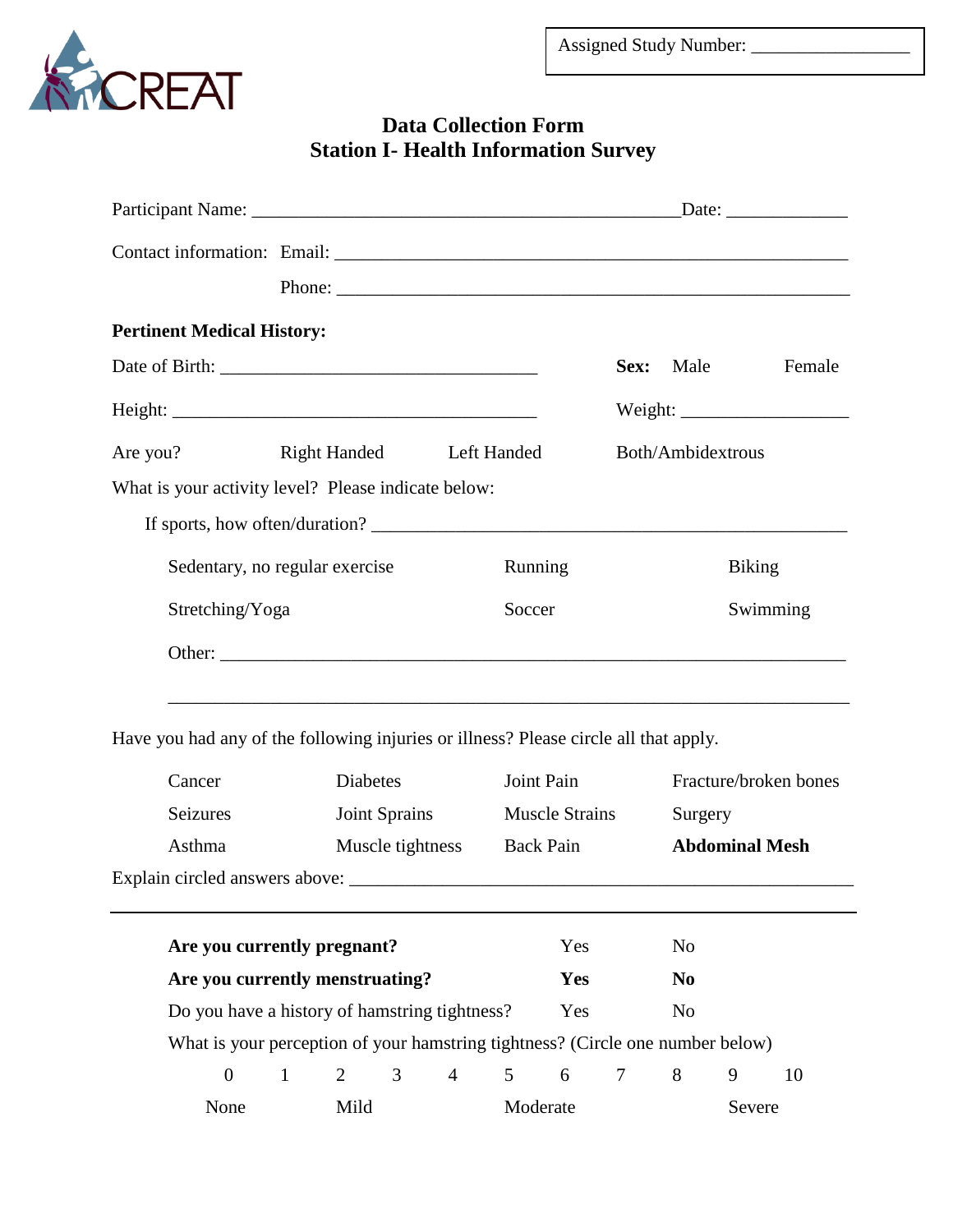CREAT

Assigned Study Number: ________________

# Data Collection Form
## Station I- Health Information Survey

Participant Name: _____________________________________________ Date: _____________

Contact information: Email: _____________________________________________________

Phone: _____________________________________________________

**Pertinent Medical History:**

Date of Birth: _________________________________ **Sex:** Male Female

Height: ______________________________________ Weight: __________________

Are you? Right Handed Left Handed Both/Ambidextrous

What is your activity level? Please indicate below:

If sports, how often/duration? _____________________________________________________

| | | |
|---|---|---|
| Sedentary, no regular exercise | Running | Biking |
| Stretching/Yoga | Soccer | Swimming |

Other: _____________________________________________________________________

_____________________________________________________________________________

Have you had any of the following injuries or illness? Please circle all that apply.

| | | | |
|---|---|---|---|
| Cancer | Diabetes | Joint Pain | Fracture/broken bones |
| Seizures | Joint Sprains | Muscle Strains | Surgery |
| Asthma | Muscle tightness | Back Pain | **Abdominal Mesh** |

Explain circled answers above: _____________________________________________________

---

| | | |
|---|---|---|
| **Are you currently pregnant?** | Yes | No |
| **Are you currently menstruating?** | **Yes** | **No** |
| Do you have a history of hamstring tightness? | Yes | No |

What is your perception of your hamstring tightness? (Circle one number below)

| 0 | 1 | 2 | 3 | 4 | 5 | 6 | 7 | 8 | 9 | 10 |
|---|---|---|---|---|---|---|---|---|---|---|
| None | | Mild | | | Moderate | | | | Severe | |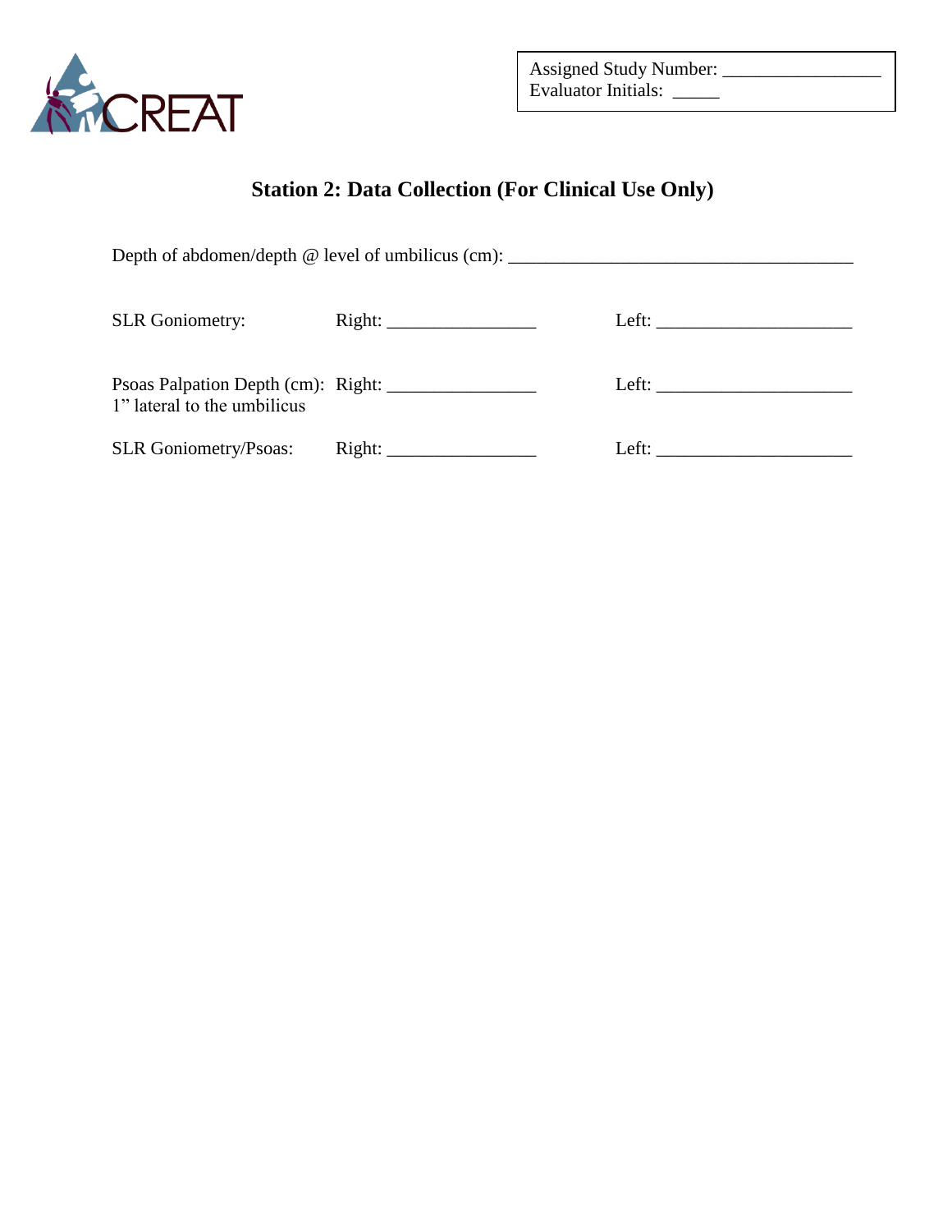CREAT

Assigned Study Number: ________________
Evaluator Initials: _____

## Station 2: Data Collection (For Clinical Use Only)

Depth of abdomen/depth @ level of umbilicus (cm): ____________________________________

| | | |
|---|---|---|
| SLR Goniometry: | Right: ________________ | Left: ____________________ |
| Psoas Palpation Depth (cm): 1" lateral to the umbilicus | Right: ________________ | Left: ____________________ |
| SLR Goniometry/Psoas: | Right: ________________ | Left: ____________________ |